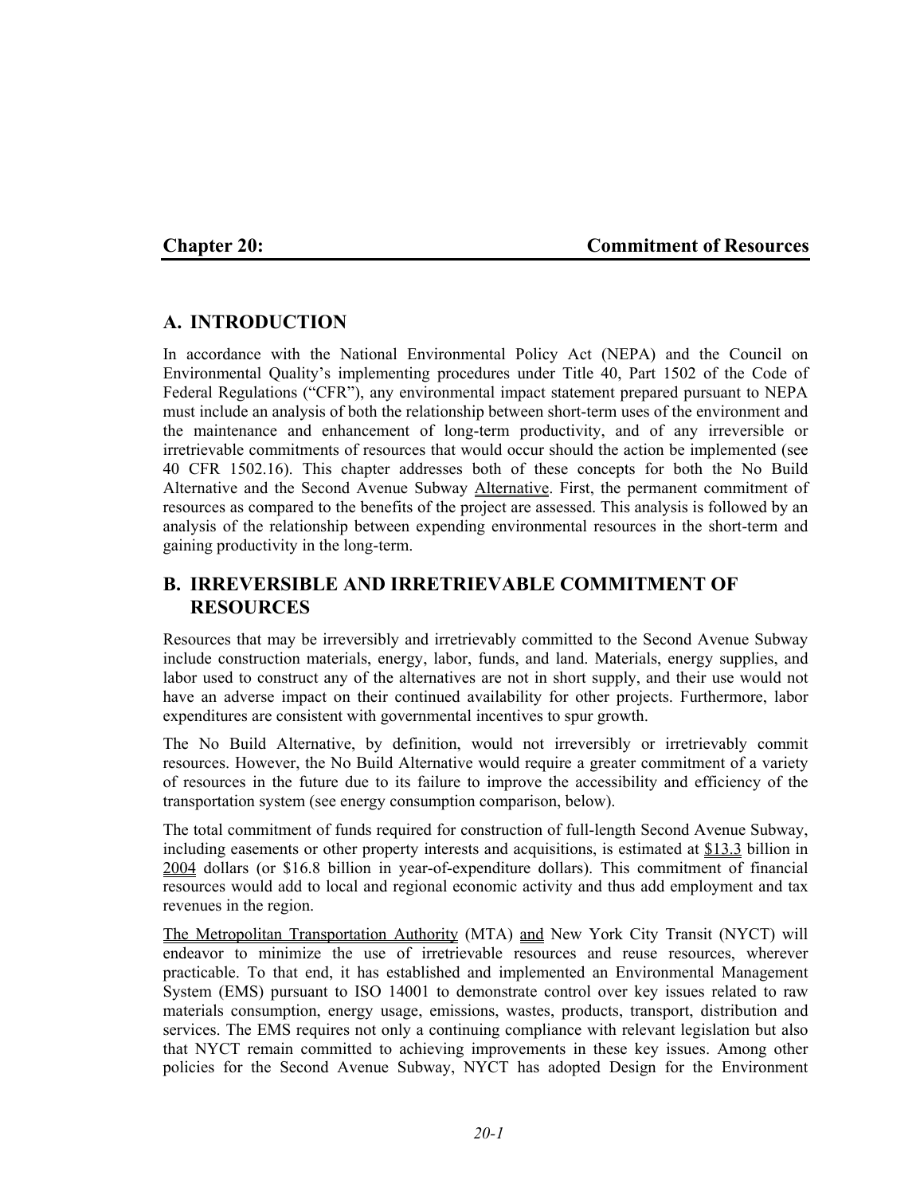# Chapter 20: Commitment of Resources

## A. INTRODUCTION

In accordance with the National Environmental Policy Act (NEPA) and the Council on Environmental Quality's implementing procedures under Title 40, Part 1502 of the Code of Federal Regulations ("CFR"), any environmental impact statement prepared pursuant to NEPA must include an analysis of both the relationship between short-term uses of the environment and the maintenance and enhancement of long-term productivity, and of any irreversible or irretrievable commitments of resources that would occur should the action be implemented (see 40 CFR 1502.16). This chapter addresses both of these concepts for both the No Build Alternative and the Second Avenue Subway Alternative. First, the permanent commitment of resources as compared to the benefits of the project are assessed. This analysis is followed by an analysis of the relationship between expending environmental resources in the short-term and gaining productivity in the long-term.

## B. IRREVERSIBLE AND IRRETRIEVABLE COMMITMENT OF RESOURCES

Resources that may be irreversibly and irretrievably committed to the Second Avenue Subway include construction materials, energy, labor, funds, and land. Materials, energy supplies, and labor used to construct any of the alternatives are not in short supply, and their use would not have an adverse impact on their continued availability for other projects. Furthermore, labor expenditures are consistent with governmental incentives to spur growth.

The No Build Alternative, by definition, would not irreversibly or irretrievably commit resources. However, the No Build Alternative would require a greater commitment of a variety of resources in the future due to its failure to improve the accessibility and efficiency of the transportation system (see energy consumption comparison, below).

The total commitment of funds required for construction of full-length Second Avenue Subway, including easements or other property interests and acquisitions, is estimated at $13.3 billion in 2004 dollars (or $16.8 billion in year-of-expenditure dollars). This commitment of financial resources would add to local and regional economic activity and thus add employment and tax revenues in the region.

The Metropolitan Transportation Authority (MTA) and New York City Transit (NYCT) will endeavor to minimize the use of irretrievable resources and reuse resources, wherever practicable. To that end, it has established and implemented an Environmental Management System (EMS) pursuant to ISO 14001 to demonstrate control over key issues related to raw materials consumption, energy usage, emissions, wastes, products, transport, distribution and services. The EMS requires not only a continuing compliance with relevant legislation but also that NYCT remain committed to achieving improvements in these key issues. Among other policies for the Second Avenue Subway, NYCT has adopted Design for the Environment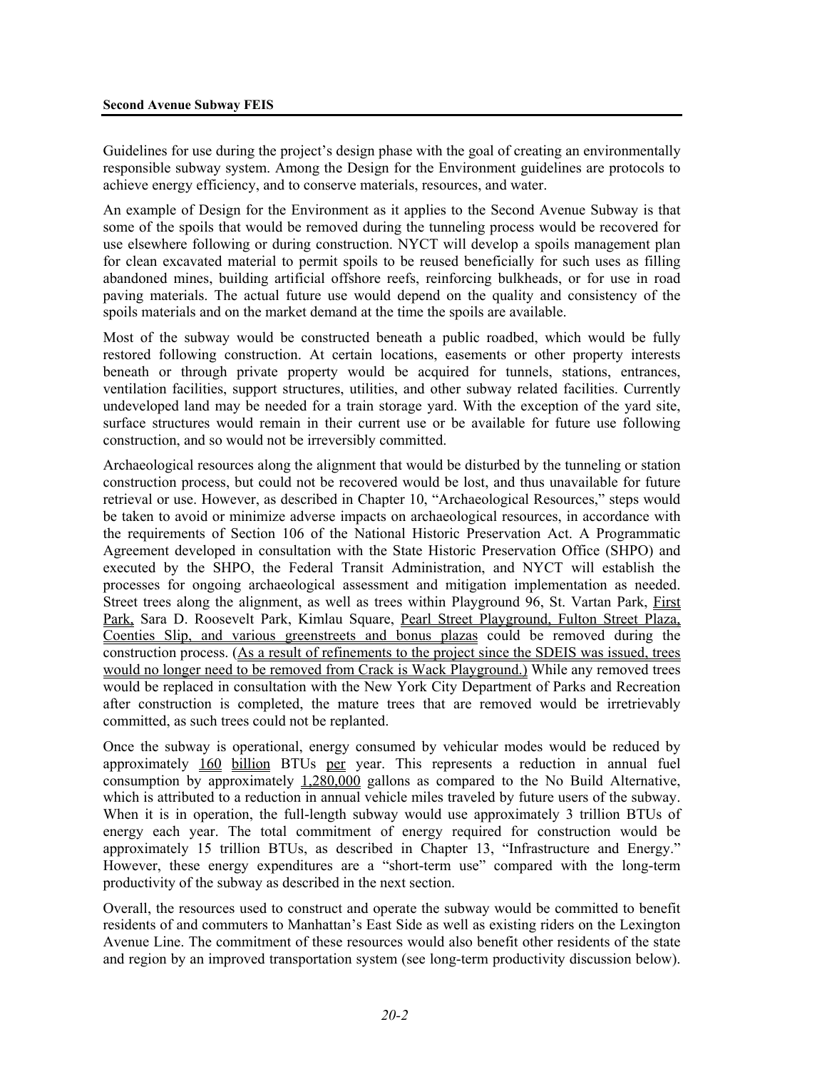Guidelines for use during the project's design phase with the goal of creating an environmentally responsible subway system. Among the Design for the Environment guidelines are protocols to achieve energy efficiency, and to conserve materials, resources, and water.

An example of Design for the Environment as it applies to the Second Avenue Subway is that some of the spoils that would be removed during the tunneling process would be recovered for use elsewhere following or during construction. NYCT will develop a spoils management plan for clean excavated material to permit spoils to be reused beneficially for such uses as filling abandoned mines, building artificial offshore reefs, reinforcing bulkheads, or for use in road paving materials. The actual future use would depend on the quality and consistency of the spoils materials and on the market demand at the time the spoils are available.

Most of the subway would be constructed beneath a public roadbed, which would be fully restored following construction. At certain locations, easements or other property interests beneath or through private property would be acquired for tunnels, stations, entrances, ventilation facilities, support structures, utilities, and other subway related facilities. Currently undeveloped land may be needed for a train storage yard. With the exception of the yard site, surface structures would remain in their current use or be available for future use following construction, and so would not be irreversibly committed.

Archaeological resources along the alignment that would be disturbed by the tunneling or station construction process, but could not be recovered would be lost, and thus unavailable for future retrieval or use. However, as described in Chapter 10, "Archaeological Resources," steps would be taken to avoid or minimize adverse impacts on archaeological resources, in accordance with the requirements of Section 106 of the National Historic Preservation Act. A Programmatic Agreement developed in consultation with the State Historic Preservation Office (SHPO) and executed by the SHPO, the Federal Transit Administration, and NYCT will establish the processes for ongoing archaeological assessment and mitigation implementation as needed. Street trees along the alignment, as well as trees within Playground 96, St. Vartan Park, First Park, Sara D. Roosevelt Park, Kimlau Square, Pearl Street Playground, Fulton Street Plaza, Coenties Slip, and various greenstreets and bonus plazas could be removed during the construction process. (As a result of refinements to the project since the SDEIS was issued, trees would no longer need to be removed from Crack is Wack Playground.) While any removed trees would be replaced in consultation with the New York City Department of Parks and Recreation after construction is completed, the mature trees that are removed would be irretrievably committed, as such trees could not be replanted.

Once the subway is operational, energy consumed by vehicular modes would be reduced by approximately 160 billion BTUs per year. This represents a reduction in annual fuel consumption by approximately 1,280,000 gallons as compared to the No Build Alternative, which is attributed to a reduction in annual vehicle miles traveled by future users of the subway. When it is in operation, the full-length subway would use approximately 3 trillion BTUs of energy each year. The total commitment of energy required for construction would be approximately 15 trillion BTUs, as described in Chapter 13, "Infrastructure and Energy." However, these energy expenditures are a "short-term use" compared with the long-term productivity of the subway as described in the next section.

Overall, the resources used to construct and operate the subway would be committed to benefit residents of and commuters to Manhattan's East Side as well as existing riders on the Lexington Avenue Line. The commitment of these resources would also benefit other residents of the state and region by an improved transportation system (see long-term productivity discussion below).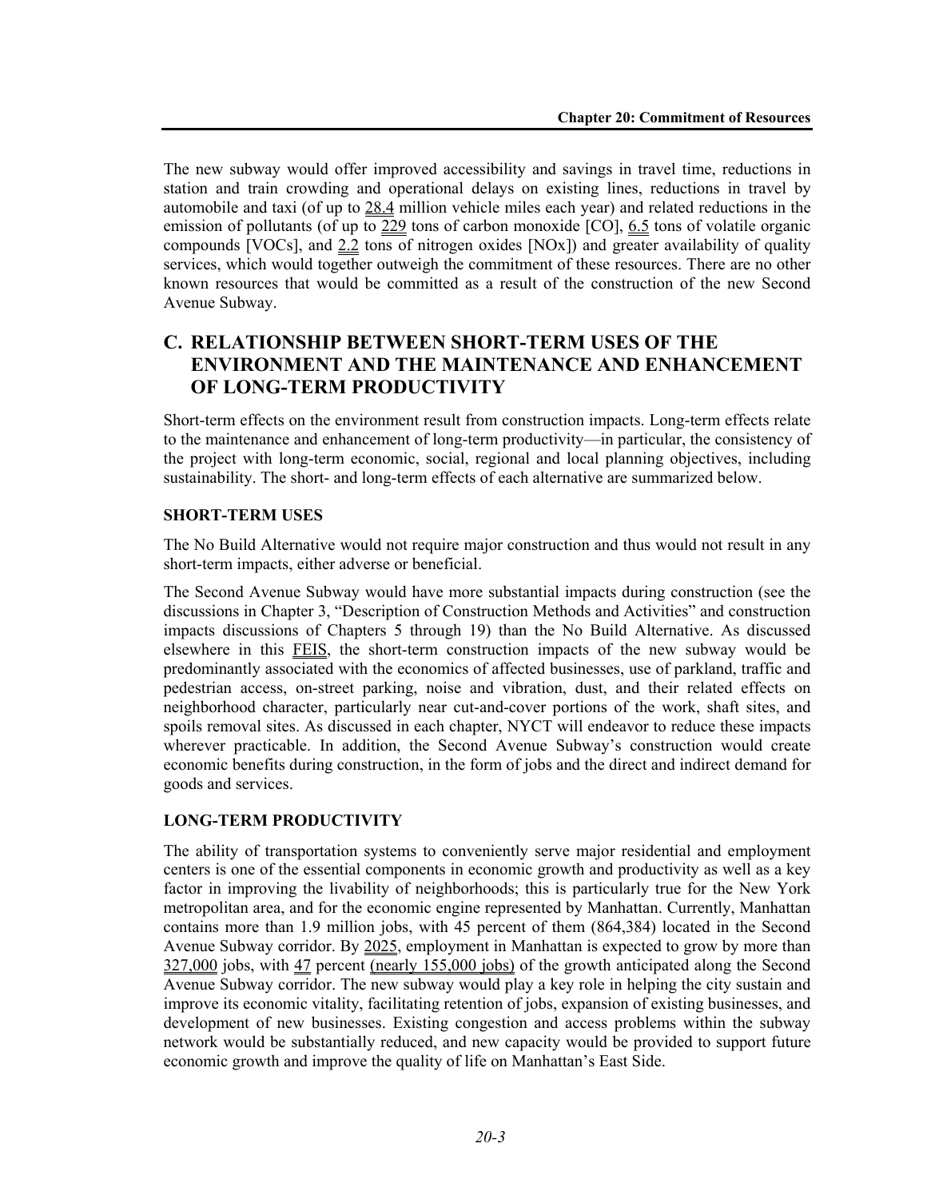The new subway would offer improved accessibility and savings in travel time, reductions in station and train crowding and operational delays on existing lines, reductions in travel by automobile and taxi (of up to 28.4 million vehicle miles each year) and related reductions in the emission of pollutants (of up to 229 tons of carbon monoxide [CO], 6.5 tons of volatile organic compounds [VOCs], and 2.2 tons of nitrogen oxides [NOx]) and greater availability of quality services, which would together outweigh the commitment of these resources. There are no other known resources that would be committed as a result of the construction of the new Second Avenue Subway.

## C. RELATIONSHIP BETWEEN SHORT-TERM USES OF THE ENVIRONMENT AND THE MAINTENANCE AND ENHANCEMENT OF LONG-TERM PRODUCTIVITY

Short-term effects on the environment result from construction impacts. Long-term effects relate to the maintenance and enhancement of long-term productivity—in particular, the consistency of the project with long-term economic, social, regional and local planning objectives, including sustainability. The short- and long-term effects of each alternative are summarized below.

### SHORT-TERM USES

The No Build Alternative would not require major construction and thus would not result in any short-term impacts, either adverse or beneficial.

The Second Avenue Subway would have more substantial impacts during construction (see the discussions in Chapter 3, "Description of Construction Methods and Activities" and construction impacts discussions of Chapters 5 through 19) than the No Build Alternative. As discussed elsewhere in this FEIS, the short-term construction impacts of the new subway would be predominantly associated with the economics of affected businesses, use of parkland, traffic and pedestrian access, on-street parking, noise and vibration, dust, and their related effects on neighborhood character, particularly near cut-and-cover portions of the work, shaft sites, and spoils removal sites. As discussed in each chapter, NYCT will endeavor to reduce these impacts wherever practicable. In addition, the Second Avenue Subway's construction would create economic benefits during construction, in the form of jobs and the direct and indirect demand for goods and services.

### LONG-TERM PRODUCTIVITY

The ability of transportation systems to conveniently serve major residential and employment centers is one of the essential components in economic growth and productivity as well as a key factor in improving the livability of neighborhoods; this is particularly true for the New York metropolitan area, and for the economic engine represented by Manhattan. Currently, Manhattan contains more than 1.9 million jobs, with 45 percent of them (864,384) located in the Second Avenue Subway corridor. By 2025, employment in Manhattan is expected to grow by more than 327,000 jobs, with 47 percent (nearly 155,000 jobs) of the growth anticipated along the Second Avenue Subway corridor. The new subway would play a key role in helping the city sustain and improve its economic vitality, facilitating retention of jobs, expansion of existing businesses, and development of new businesses. Existing congestion and access problems within the subway network would be substantially reduced, and new capacity would be provided to support future economic growth and improve the quality of life on Manhattan's East Side.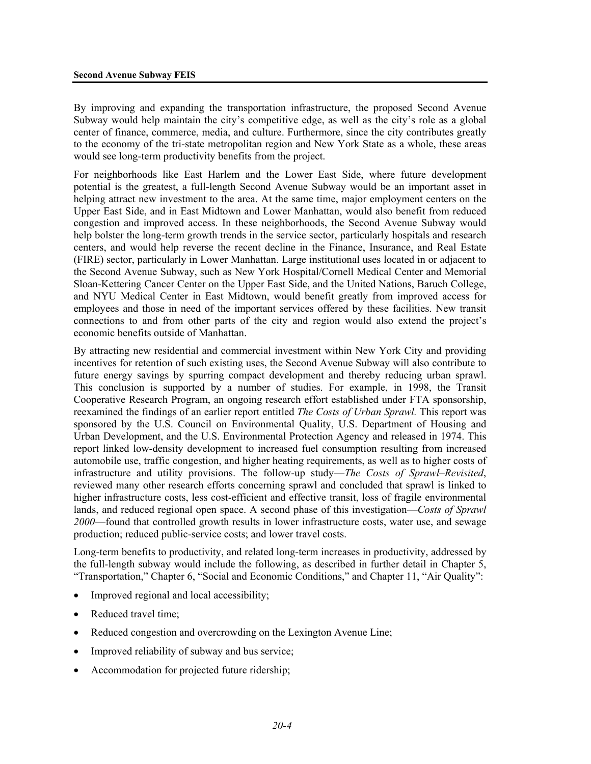By improving and expanding the transportation infrastructure, the proposed Second Avenue Subway would help maintain the city's competitive edge, as well as the city's role as a global center of finance, commerce, media, and culture. Furthermore, since the city contributes greatly to the economy of the tri-state metropolitan region and New York State as a whole, these areas would see long-term productivity benefits from the project.

For neighborhoods like East Harlem and the Lower East Side, where future development potential is the greatest, a full-length Second Avenue Subway would be an important asset in helping attract new investment to the area. At the same time, major employment centers on the Upper East Side, and in East Midtown and Lower Manhattan, would also benefit from reduced congestion and improved access. In these neighborhoods, the Second Avenue Subway would help bolster the long-term growth trends in the service sector, particularly hospitals and research centers, and would help reverse the recent decline in the Finance, Insurance, and Real Estate (FIRE) sector, particularly in Lower Manhattan. Large institutional uses located in or adjacent to the Second Avenue Subway, such as New York Hospital/Cornell Medical Center and Memorial Sloan-Kettering Cancer Center on the Upper East Side, and the United Nations, Baruch College, and NYU Medical Center in East Midtown, would benefit greatly from improved access for employees and those in need of the important services offered by these facilities. New transit connections to and from other parts of the city and region would also extend the project's economic benefits outside of Manhattan.

By attracting new residential and commercial investment within New York City and providing incentives for retention of such existing uses, the Second Avenue Subway will also contribute to future energy savings by spurring compact development and thereby reducing urban sprawl. This conclusion is supported by a number of studies. For example, in 1998, the Transit Cooperative Research Program, an ongoing research effort established under FTA sponsorship, reexamined the findings of an earlier report entitled *The Costs of Urban Sprawl.* This report was sponsored by the U.S. Council on Environmental Quality, U.S. Department of Housing and Urban Development, and the U.S. Environmental Protection Agency and released in 1974. This report linked low-density development to increased fuel consumption resulting from increased automobile use, traffic congestion, and higher heating requirements, as well as to higher costs of infrastructure and utility provisions. The follow-up study—*The Costs of Sprawl–Revisited*, reviewed many other research efforts concerning sprawl and concluded that sprawl is linked to higher infrastructure costs, less cost-efficient and effective transit, loss of fragile environmental lands, and reduced regional open space. A second phase of this investigation—*Costs of Sprawl 2000*—found that controlled growth results in lower infrastructure costs, water use, and sewage production; reduced public-service costs; and lower travel costs.

Long-term benefits to productivity, and related long-term increases in productivity, addressed by the full-length subway would include the following, as described in further detail in Chapter 5, "Transportation," Chapter 6, "Social and Economic Conditions," and Chapter 11, "Air Quality":

- Improved regional and local accessibility;
- Reduced travel time;
- Reduced congestion and overcrowding on the Lexington Avenue Line;
- Improved reliability of subway and bus service;
- Accommodation for projected future ridership;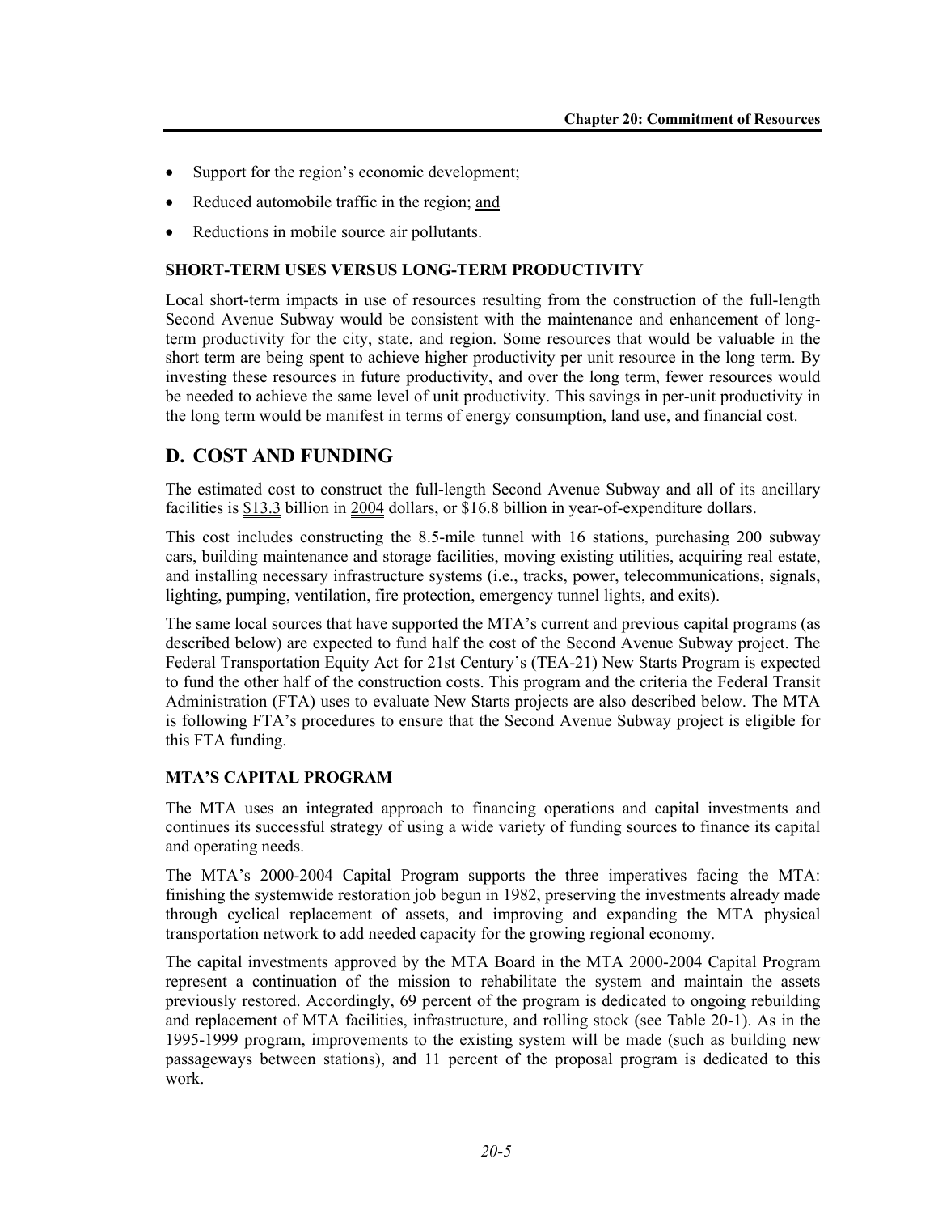- Support for the region's economic development;
- Reduced automobile traffic in the region; and
- Reductions in mobile source air pollutants.

### SHORT-TERM USES VERSUS LONG-TERM PRODUCTIVITY

Local short-term impacts in use of resources resulting from the construction of the full-length Second Avenue Subway would be consistent with the maintenance and enhancement of long-term productivity for the city, state, and region. Some resources that would be valuable in the short term are being spent to achieve higher productivity per unit resource in the long term. By investing these resources in future productivity, and over the long term, fewer resources would be needed to achieve the same level of unit productivity. This savings in per-unit productivity in the long term would be manifest in terms of energy consumption, land use, and financial cost.

## D. COST AND FUNDING

The estimated cost to construct the full-length Second Avenue Subway and all of its ancillary facilities is $13.3 billion in 2004 dollars, or $16.8 billion in year-of-expenditure dollars.

This cost includes constructing the 8.5-mile tunnel with 16 stations, purchasing 200 subway cars, building maintenance and storage facilities, moving existing utilities, acquiring real estate, and installing necessary infrastructure systems (i.e., tracks, power, telecommunications, signals, lighting, pumping, ventilation, fire protection, emergency tunnel lights, and exits).

The same local sources that have supported the MTA's current and previous capital programs (as described below) are expected to fund half the cost of the Second Avenue Subway project. The Federal Transportation Equity Act for 21st Century's (TEA-21) New Starts Program is expected to fund the other half of the construction costs. This program and the criteria the Federal Transit Administration (FTA) uses to evaluate New Starts projects are also described below. The MTA is following FTA's procedures to ensure that the Second Avenue Subway project is eligible for this FTA funding.

### MTA'S CAPITAL PROGRAM

The MTA uses an integrated approach to financing operations and capital investments and continues its successful strategy of using a wide variety of funding sources to finance its capital and operating needs.

The MTA's 2000-2004 Capital Program supports the three imperatives facing the MTA: finishing the systemwide restoration job begun in 1982, preserving the investments already made through cyclical replacement of assets, and improving and expanding the MTA physical transportation network to add needed capacity for the growing regional economy.

The capital investments approved by the MTA Board in the MTA 2000-2004 Capital Program represent a continuation of the mission to rehabilitate the system and maintain the assets previously restored. Accordingly, 69 percent of the program is dedicated to ongoing rebuilding and replacement of MTA facilities, infrastructure, and rolling stock (see Table 20-1). As in the 1995-1999 program, improvements to the existing system will be made (such as building new passageways between stations), and 11 percent of the proposal program is dedicated to this work.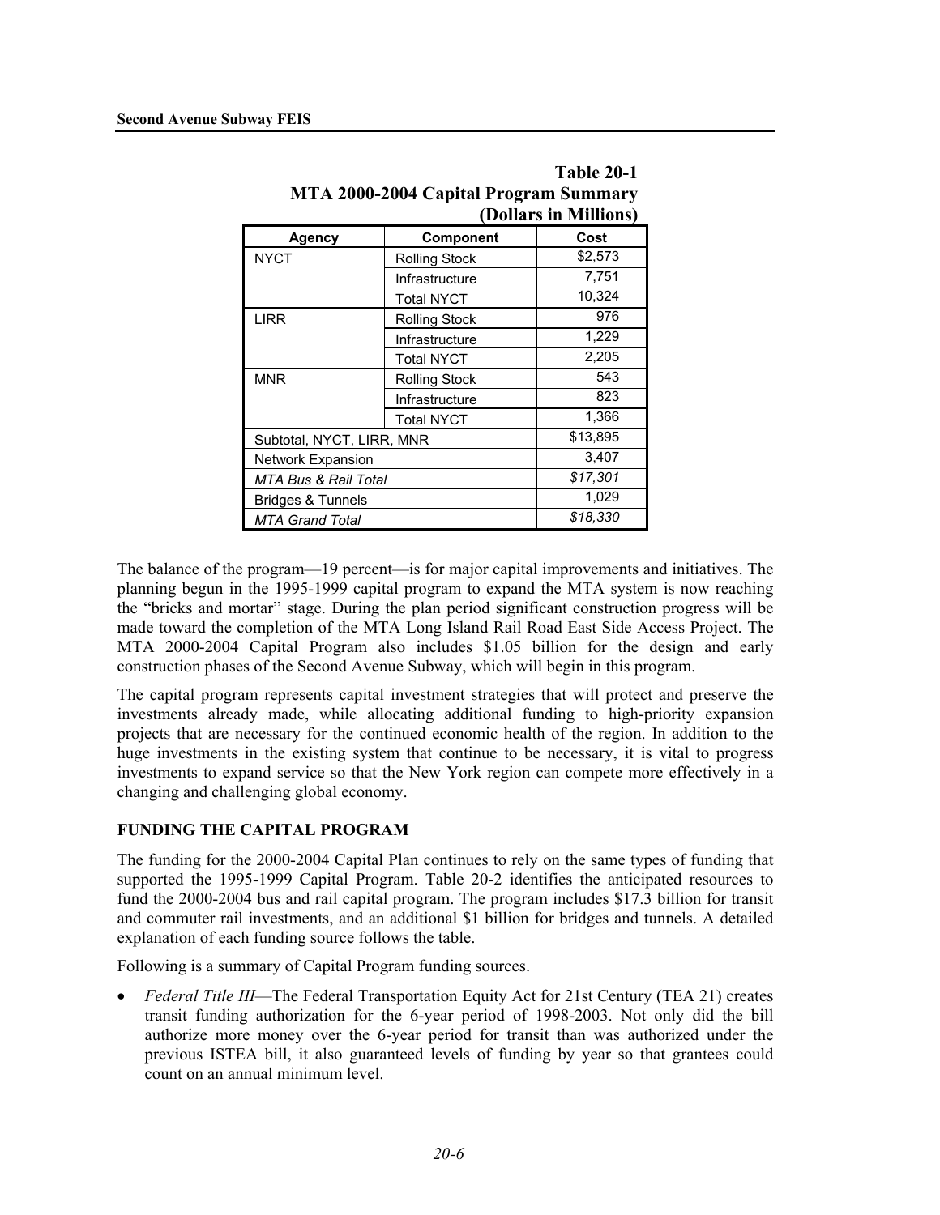**Table 20-1**
**MTA 2000-2004 Capital Program Summary**
**(Dollars in Millions)**

| Agency | Component | Cost |
|---|---|---|
| NYCT | Rolling Stock | $2,573 |
| | Infrastructure | 7,751 |
| | Total NYCT | 10,324 |
| LIRR | Rolling Stock | 976 |
| | Infrastructure | 1,229 |
| | Total NYCT | 2,205 |
| MNR | Rolling Stock | 543 |
| | Infrastructure | 823 |
| | Total NYCT | 1,366 |
| Subtotal, NYCT, LIRR, MNR | | $13,895 |
| Network Expansion | | 3,407 |
| *MTA Bus & Rail Total* | | *$17,301* |
| Bridges & Tunnels | | 1,029 |
| *MTA Grand Total* | | *$18,330* |

The balance of the program—19 percent—is for major capital improvements and initiatives. The planning begun in the 1995-1999 capital program to expand the MTA system is now reaching the "bricks and mortar" stage. During the plan period significant construction progress will be made toward the completion of the MTA Long Island Rail Road East Side Access Project. The MTA 2000-2004 Capital Program also includes $1.05 billion for the design and early construction phases of the Second Avenue Subway, which will begin in this program.

The capital program represents capital investment strategies that will protect and preserve the investments already made, while allocating additional funding to high-priority expansion projects that are necessary for the continued economic health of the region. In addition to the huge investments in the existing system that continue to be necessary, it is vital to progress investments to expand service so that the New York region can compete more effectively in a changing and challenging global economy.

## FUNDING THE CAPITAL PROGRAM

The funding for the 2000-2004 Capital Plan continues to rely on the same types of funding that supported the 1995-1999 Capital Program. Table 20-2 identifies the anticipated resources to fund the 2000-2004 bus and rail capital program. The program includes $17.3 billion for transit and commuter rail investments, and an additional $1 billion for bridges and tunnels. A detailed explanation of each funding source follows the table.

Following is a summary of Capital Program funding sources.

- *Federal Title III*—The Federal Transportation Equity Act for 21st Century (TEA 21) creates transit funding authorization for the 6-year period of 1998-2003. Not only did the bill authorize more money over the 6-year period for transit than was authorized under the previous ISTEA bill, it also guaranteed levels of funding by year so that grantees could count on an annual minimum level.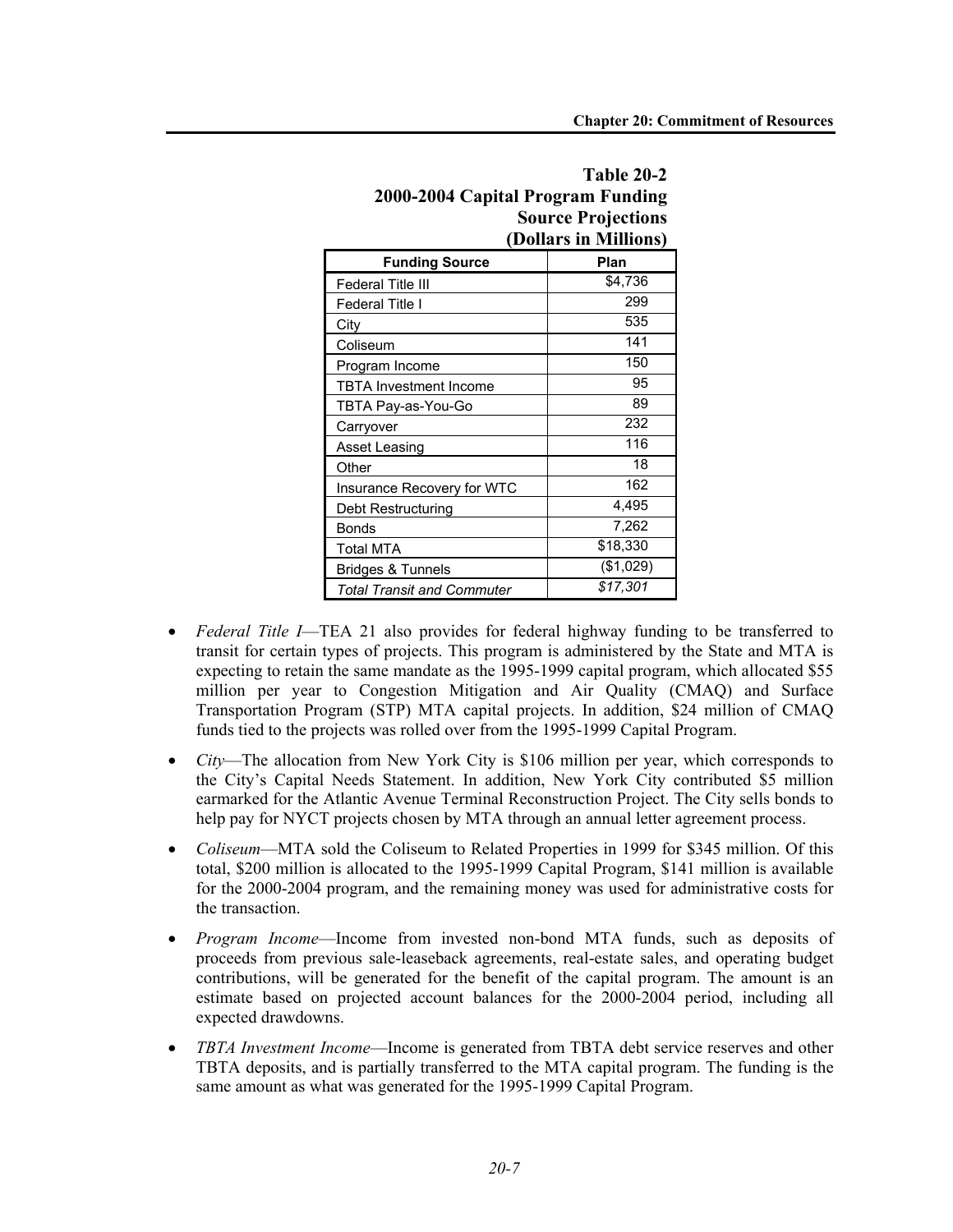**Table 20-2**
**2000-2004 Capital Program Funding Source Projections**
**(Dollars in Millions)**

| Funding Source | Plan |
|---|---|
| Federal Title III | $4,736 |
| Federal Title I | 299 |
| City | 535 |
| Coliseum | 141 |
| Program Income | 150 |
| TBTA Investment Income | 95 |
| TBTA Pay-as-You-Go | 89 |
| Carryover | 232 |
| Asset Leasing | 116 |
| Other | 18 |
| Insurance Recovery for WTC | 162 |
| Debt Restructuring | 4,495 |
| Bonds | 7,262 |
| Total MTA | $18,330 |
| Bridges & Tunnels | ($1,029) |
| *Total Transit and Commuter* | *$17,301* |

- *Federal Title I*—TEA 21 also provides for federal highway funding to be transferred to transit for certain types of projects. This program is administered by the State and MTA is expecting to retain the same mandate as the 1995-1999 capital program, which allocated $55 million per year to Congestion Mitigation and Air Quality (CMAQ) and Surface Transportation Program (STP) MTA capital projects. In addition, $24 million of CMAQ funds tied to the projects was rolled over from the 1995-1999 Capital Program.
- *City*—The allocation from New York City is $106 million per year, which corresponds to the City's Capital Needs Statement. In addition, New York City contributed $5 million earmarked for the Atlantic Avenue Terminal Reconstruction Project. The City sells bonds to help pay for NYCT projects chosen by MTA through an annual letter agreement process.
- *Coliseum*—MTA sold the Coliseum to Related Properties in 1999 for $345 million. Of this total, $200 million is allocated to the 1995-1999 Capital Program, $141 million is available for the 2000-2004 program, and the remaining money was used for administrative costs for the transaction.
- *Program Income*—Income from invested non-bond MTA funds, such as deposits of proceeds from previous sale-leaseback agreements, real-estate sales, and operating budget contributions, will be generated for the benefit of the capital program. The amount is an estimate based on projected account balances for the 2000-2004 period, including all expected drawdowns.
- *TBTA Investment Income*—Income is generated from TBTA debt service reserves and other TBTA deposits, and is partially transferred to the MTA capital program. The funding is the same amount as what was generated for the 1995-1999 Capital Program.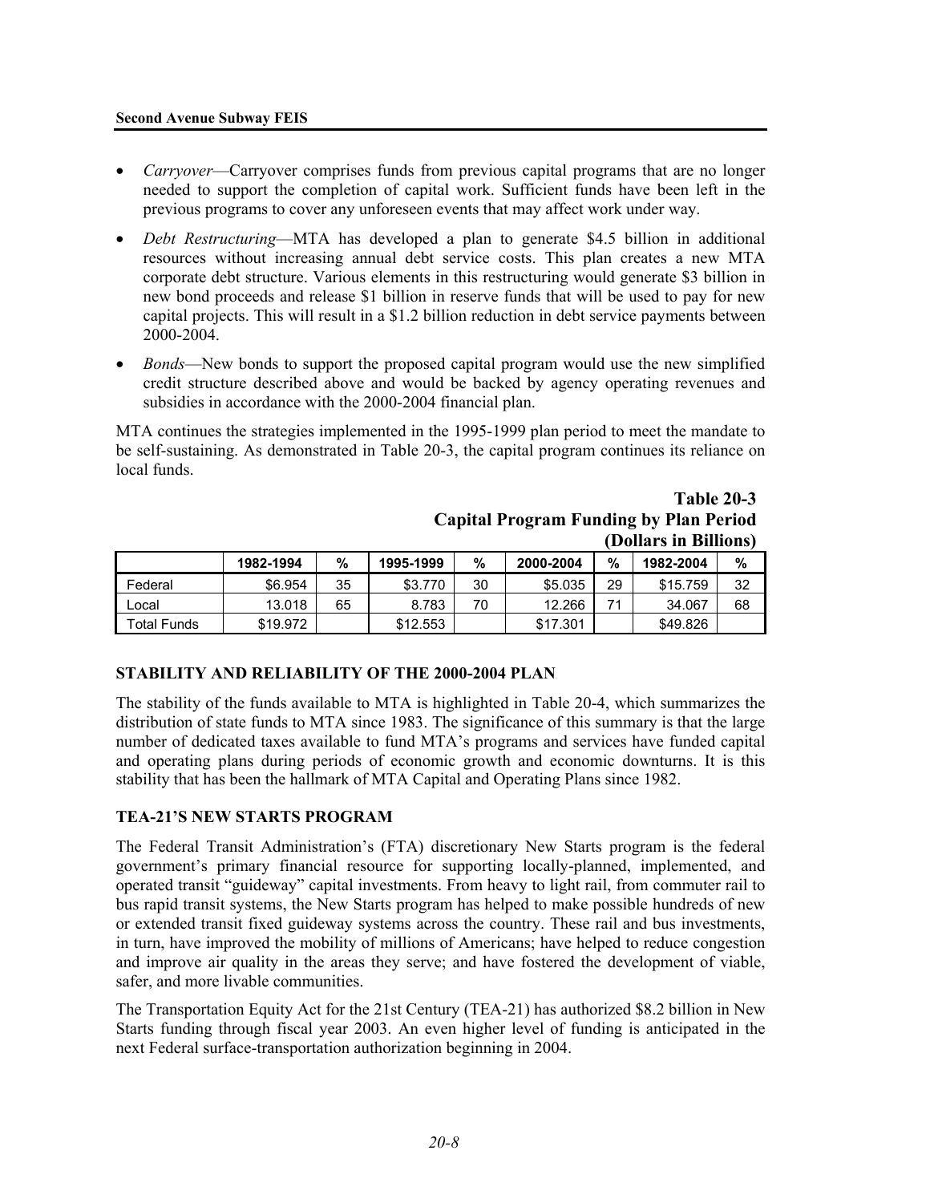- *Carryover*—Carryover comprises funds from previous capital programs that are no longer needed to support the completion of capital work. Sufficient funds have been left in the previous programs to cover any unforeseen events that may affect work under way.
- *Debt Restructuring*—MTA has developed a plan to generate $4.5 billion in additional resources without increasing annual debt service costs. This plan creates a new MTA corporate debt structure. Various elements in this restructuring would generate $3 billion in new bond proceeds and release $1 billion in reserve funds that will be used to pay for new capital projects. This will result in a $1.2 billion reduction in debt service payments between 2000-2004.
- *Bonds*—New bonds to support the proposed capital program would use the new simplified credit structure described above and would be backed by agency operating revenues and subsidies in accordance with the 2000-2004 financial plan.

MTA continues the strategies implemented in the 1995-1999 plan period to meet the mandate to be self-sustaining. As demonstrated in Table 20-3, the capital program continues its reliance on local funds.

**Table 20-3**
**Capital Program Funding by Plan Period**
**(Dollars in Billions)**

| | 1982-1994 | % | 1995-1999 | % | 2000-2004 | % | 1982-2004 | % |
|---|---|---|---|---|---|---|---|---|
| Federal | $6.954 | 35 | $3.770 | 30 | $5.035 | 29 | $15.759 | 32 |
| Local | 13.018 | 65 | 8.783 | 70 | 12.266 | 71 | 34.067 | 68 |
| Total Funds | $19.972 | | $12.553 | | $17.301 | | $49.826 | |

## STABILITY AND RELIABILITY OF THE 2000-2004 PLAN

The stability of the funds available to MTA is highlighted in Table 20-4, which summarizes the distribution of state funds to MTA since 1983. The significance of this summary is that the large number of dedicated taxes available to fund MTA's programs and services have funded capital and operating plans during periods of economic growth and economic downturns. It is this stability that has been the hallmark of MTA Capital and Operating Plans since 1982.

## TEA-21'S NEW STARTS PROGRAM

The Federal Transit Administration's (FTA) discretionary New Starts program is the federal government's primary financial resource for supporting locally-planned, implemented, and operated transit "guideway" capital investments. From heavy to light rail, from commuter rail to bus rapid transit systems, the New Starts program has helped to make possible hundreds of new or extended transit fixed guideway systems across the country. These rail and bus investments, in turn, have improved the mobility of millions of Americans; have helped to reduce congestion and improve air quality in the areas they serve; and have fostered the development of viable, safer, and more livable communities.

The Transportation Equity Act for the 21st Century (TEA-21) has authorized $8.2 billion in New Starts funding through fiscal year 2003. An even higher level of funding is anticipated in the next Federal surface-transportation authorization beginning in 2004.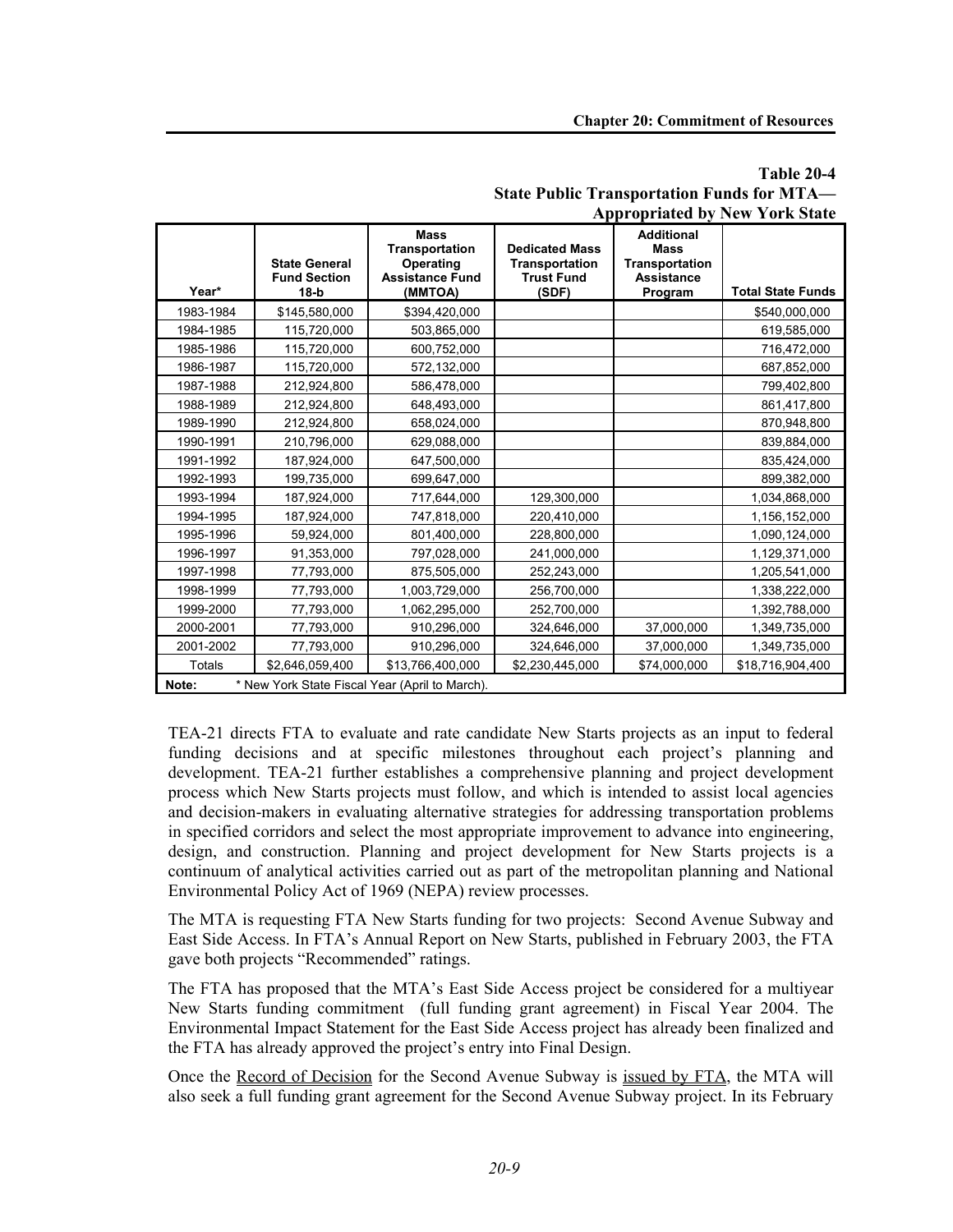**Table 20-4**
**State Public Transportation Funds for MTA—Appropriated by New York State**

| Year* | State General Fund Section 18-b | Mass Transportation Operating Assistance Fund (MMTOA) | Dedicated Mass Transportation Trust Fund (SDF) | Additional Mass Transportation Assistance Program | Total State Funds |
|---|---|---|---|---|---|
| 1983-1984 | $145,580,000 | $394,420,000 | | | $540,000,000 |
| 1984-1985 | 115,720,000 | 503,865,000 | | | 619,585,000 |
| 1985-1986 | 115,720,000 | 600,752,000 | | | 716,472,000 |
| 1986-1987 | 115,720,000 | 572,132,000 | | | 687,852,000 |
| 1987-1988 | 212,924,800 | 586,478,000 | | | 799,402,800 |
| 1988-1989 | 212,924,800 | 648,493,000 | | | 861,417,800 |
| 1989-1990 | 212,924,800 | 658,024,000 | | | 870,948,800 |
| 1990-1991 | 210,796,000 | 629,088,000 | | | 839,884,000 |
| 1991-1992 | 187,924,000 | 647,500,000 | | | 835,424,000 |
| 1992-1993 | 199,735,000 | 699,647,000 | | | 899,382,000 |
| 1993-1994 | 187,924,000 | 717,644,000 | 129,300,000 | | 1,034,868,000 |
| 1994-1995 | 187,924,000 | 747,818,000 | 220,410,000 | | 1,156,152,000 |
| 1995-1996 | 59,924,000 | 801,400,000 | 228,800,000 | | 1,090,124,000 |
| 1996-1997 | 91,353,000 | 797,028,000 | 241,000,000 | | 1,129,371,000 |
| 1997-1998 | 77,793,000 | 875,505,000 | 252,243,000 | | 1,205,541,000 |
| 1998-1999 | 77,793,000 | 1,003,729,000 | 256,700,000 | | 1,338,222,000 |
| 1999-2000 | 77,793,000 | 1,062,295,000 | 252,700,000 | | 1,392,788,000 |
| 2000-2001 | 77,793,000 | 910,296,000 | 324,646,000 | 37,000,000 | 1,349,735,000 |
| 2001-2002 | 77,793,000 | 910,296,000 | 324,646,000 | 37,000,000 | 1,349,735,000 |
| Totals | $2,646,059,400 | $13,766,400,000 | $2,230,445,000 | $74,000,000 | $18,716,904,400 |

**Note:** * New York State Fiscal Year (April to March).

TEA-21 directs FTA to evaluate and rate candidate New Starts projects as an input to federal funding decisions and at specific milestones throughout each project's planning and development. TEA-21 further establishes a comprehensive planning and project development process which New Starts projects must follow, and which is intended to assist local agencies and decision-makers in evaluating alternative strategies for addressing transportation problems in specified corridors and select the most appropriate improvement to advance into engineering, design, and construction. Planning and project development for New Starts projects is a continuum of analytical activities carried out as part of the metropolitan planning and National Environmental Policy Act of 1969 (NEPA) review processes.

The MTA is requesting FTA New Starts funding for two projects: Second Avenue Subway and East Side Access. In FTA's Annual Report on New Starts, published in February 2003, the FTA gave both projects "Recommended" ratings.

The FTA has proposed that the MTA's East Side Access project be considered for a multiyear New Starts funding commitment (full funding grant agreement) in Fiscal Year 2004. The Environmental Impact Statement for the East Side Access project has already been finalized and the FTA has already approved the project's entry into Final Design.

Once the Record of Decision for the Second Avenue Subway is issued by FTA, the MTA will also seek a full funding grant agreement for the Second Avenue Subway project. In its February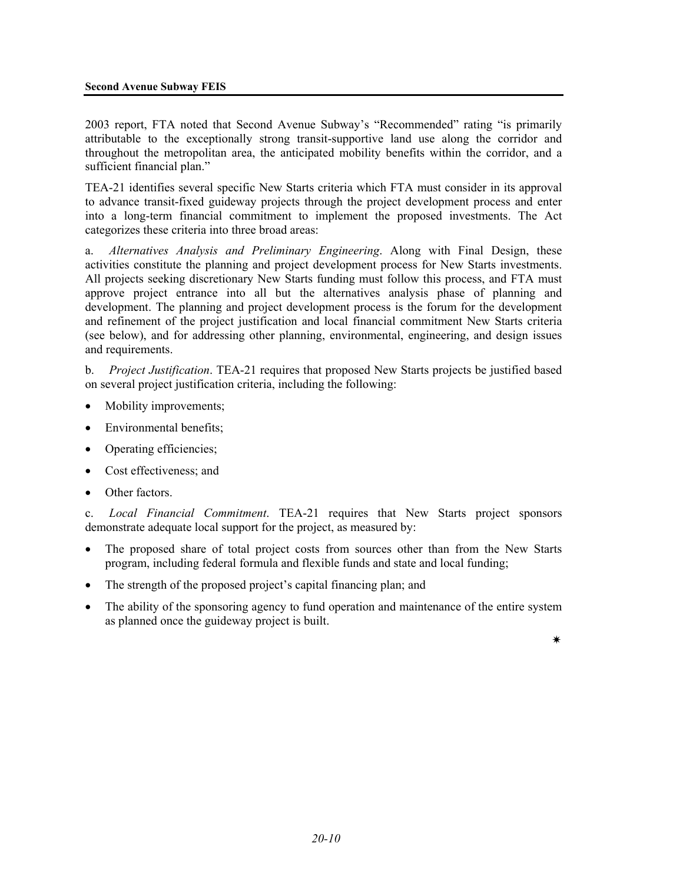2003 report, FTA noted that Second Avenue Subway's "Recommended" rating "is primarily attributable to the exceptionally strong transit-supportive land use along the corridor and throughout the metropolitan area, the anticipated mobility benefits within the corridor, and a sufficient financial plan."

TEA-21 identifies several specific New Starts criteria which FTA must consider in its approval to advance transit-fixed guideway projects through the project development process and enter into a long-term financial commitment to implement the proposed investments. The Act categorizes these criteria into three broad areas:

a. *Alternatives Analysis and Preliminary Engineering*. Along with Final Design, these activities constitute the planning and project development process for New Starts investments. All projects seeking discretionary New Starts funding must follow this process, and FTA must approve project entrance into all but the alternatives analysis phase of planning and development. The planning and project development process is the forum for the development and refinement of the project justification and local financial commitment New Starts criteria (see below), and for addressing other planning, environmental, engineering, and design issues and requirements.

b. *Project Justification*. TEA-21 requires that proposed New Starts projects be justified based on several project justification criteria, including the following:

- Mobility improvements;
- Environmental benefits;
- Operating efficiencies;
- Cost effectiveness; and
- Other factors.

c. *Local Financial Commitment*. TEA-21 requires that New Starts project sponsors demonstrate adequate local support for the project, as measured by:

- The proposed share of total project costs from sources other than from the New Starts program, including federal formula and flexible funds and state and local funding;
- The strength of the proposed project's capital financing plan; and
- The ability of the sponsoring agency to fund operation and maintenance of the entire system as planned once the guideway project is built.

✷